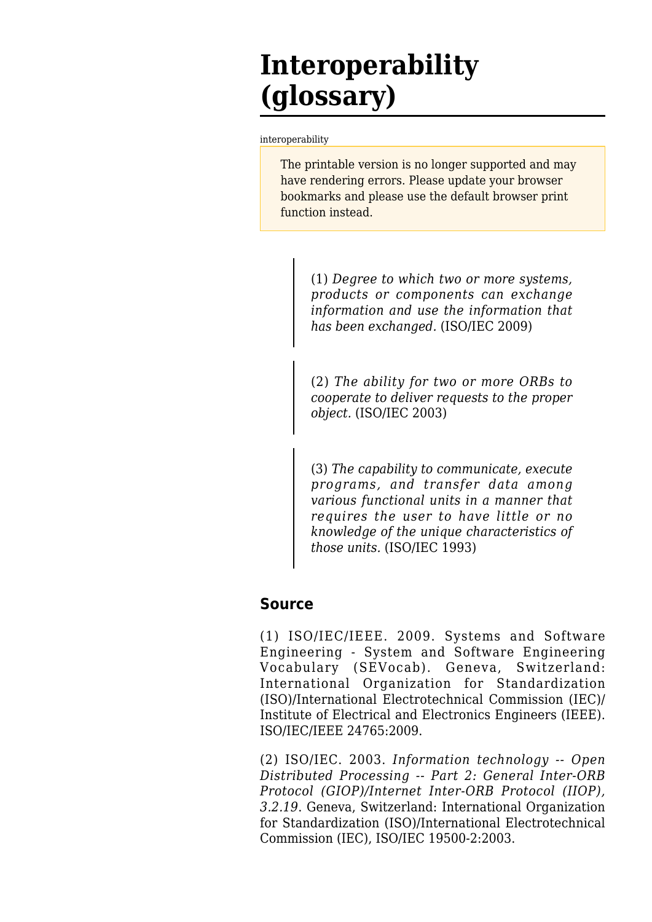# Interoperability (glossary)

interoperability

> The printable version is no longer supported and may have rendering errors. Please update your browser bookmarks and please use the default browser print function instead.

> (1) *Degree to which two or more systems, products or components can exchange information and use the information that has been exchanged.* (ISO/IEC 2009)

> (2) *The ability for two or more ORBs to cooperate to deliver requests to the proper object.* (ISO/IEC 2003)

> (3) *The capability to communicate, execute programs, and transfer data among various functional units in a manner that requires the user to have little or no knowledge of the unique characteristics of those units.* (ISO/IEC 1993)

## Source

(1) ISO/IEC/IEEE. 2009. Systems and Software Engineering - System and Software Engineering Vocabulary (SEVocab). Geneva, Switzerland: International Organization for Standardization (ISO)/International Electrotechnical Commission (IEC)/ Institute of Electrical and Electronics Engineers (IEEE). ISO/IEC/IEEE 24765:2009.

(2) ISO/IEC. 2003. *Information technology -- Open Distributed Processing -- Part 2: General Inter-ORB Protocol (GIOP)/Internet Inter-ORB Protocol (IIOP), 3.2.19*. Geneva, Switzerland: International Organization for Standardization (ISO)/International Electrotechnical Commission (IEC), ISO/IEC 19500-2:2003.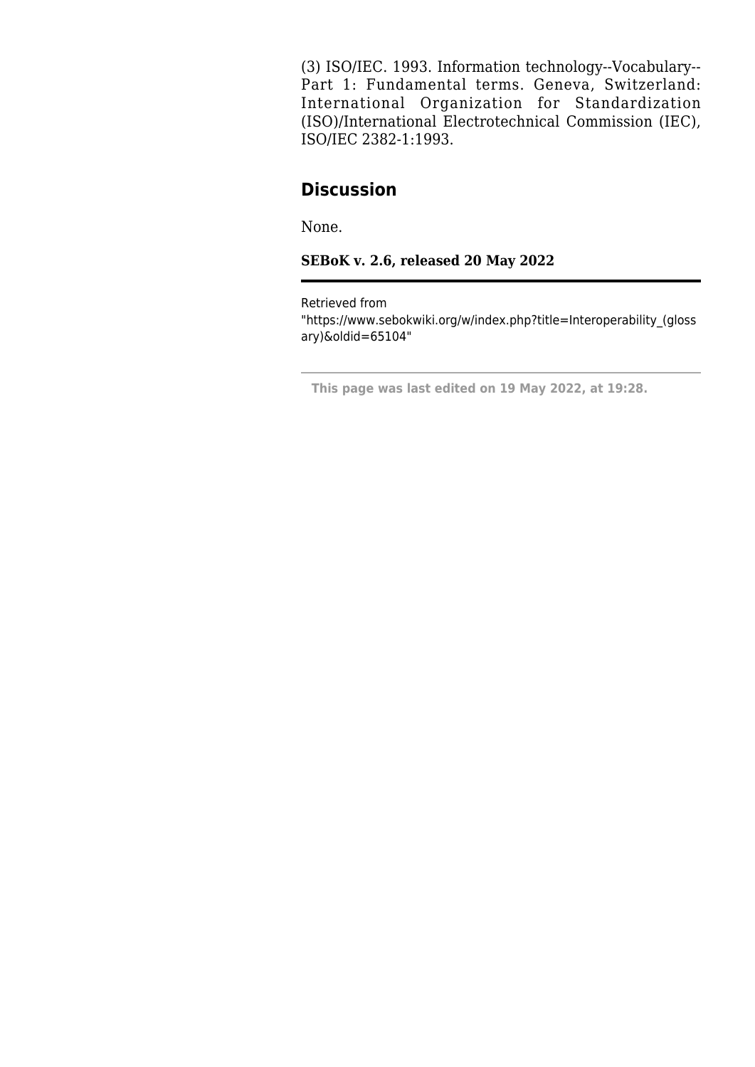(3) ISO/IEC. 1993. Information technology--Vocabulary--Part 1: Fundamental terms. Geneva, Switzerland: International Organization for Standardization (ISO)/International Electrotechnical Commission (IEC), ISO/IEC 2382-1:1993.

## Discussion

None.

**SEBoK v. 2.6, released 20 May 2022**

Retrieved from "https://www.sebokwiki.org/w/index.php?title=Interoperability_(glossary)&oldid=65104"

This page was last edited on 19 May 2022, at 19:28.